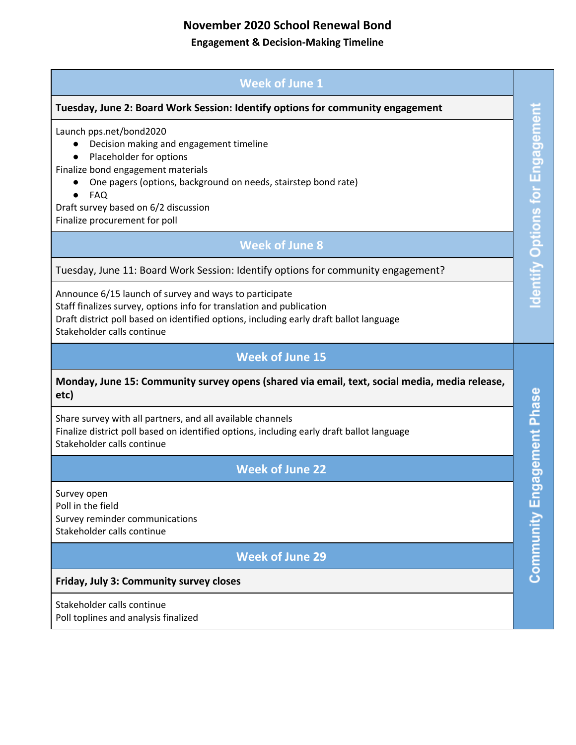# November 2020 School Renewal Bond

## Engagement & Decision-Making Timeline

**Identify Options for Engagement**

### Week of June 1

**Tuesday, June 2: Board Work Session: Identify options for community engagement**

Launch pps.net/bond2020
- Decision making and engagement timeline
- Placeholder for options

Finalize bond engagement materials
- One pagers (options, background on needs, stairstep bond rate)
- FAQ

Draft survey based on 6/2 discussion
Finalize procurement for poll

### Week of June 8

Tuesday, June 11: Board Work Session: Identify options for community engagement?

Announce 6/15 launch of survey and ways to participate
Staff finalizes survey, options info for translation and publication
Draft district poll based on identified options, including early draft ballot language
Stakeholder calls continue

**Community Engagement Phase**

### Week of June 15

**Monday, June 15: Community survey opens (shared via email, text, social media, media release, etc)**

Share survey with all partners, and all available channels
Finalize district poll based on identified options, including early draft ballot language
Stakeholder calls continue

### Week of June 22

Survey open
Poll in the field
Survey reminder communications
Stakeholder calls continue

### Week of June 29

**Friday, July 3: Community survey closes**

Stakeholder calls continue
Poll toplines and analysis finalized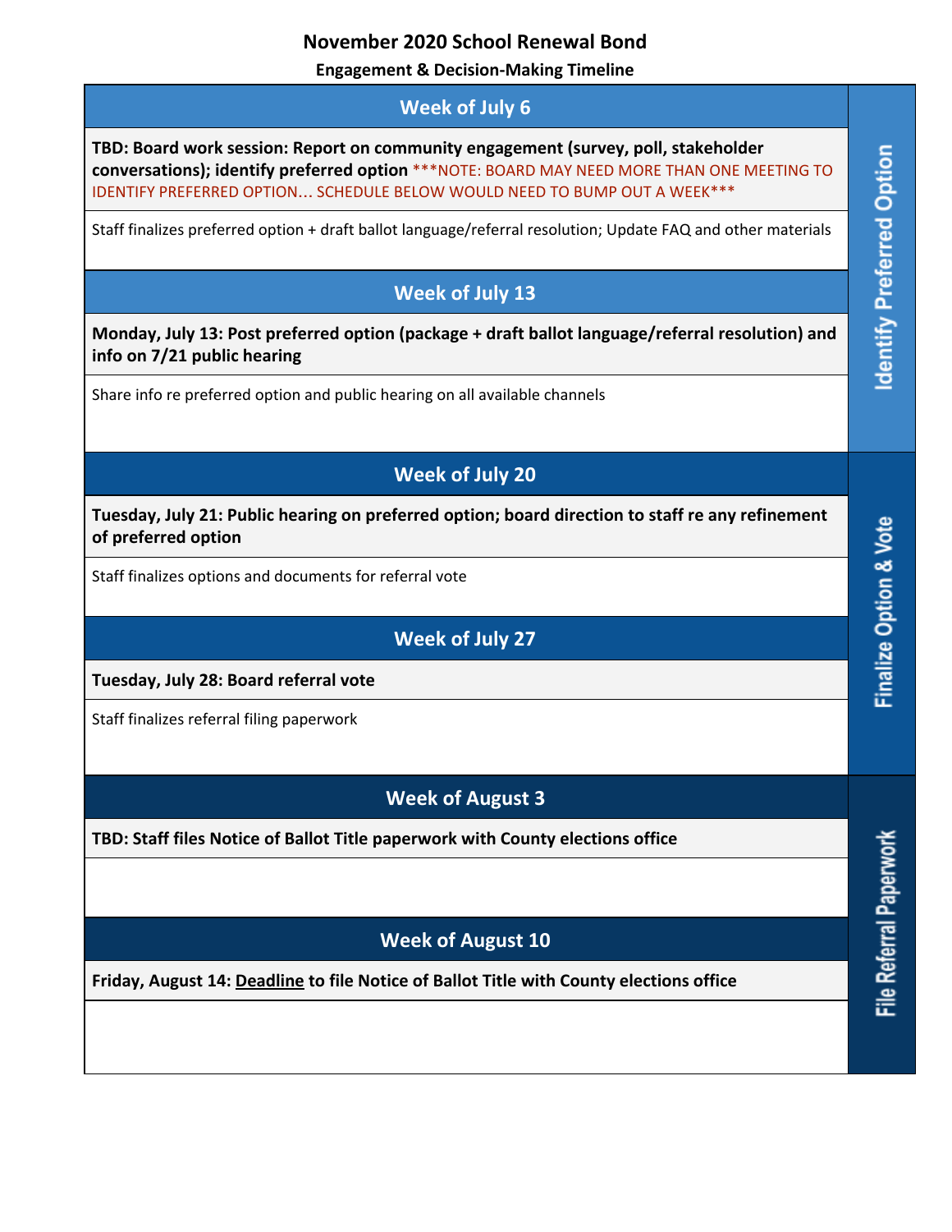# November 2020 School Renewal Bond

## Engagement & Decision-Making Timeline

## Identify Preferred Option

### Week of July 6

**TBD: Board work session: Report on community engagement (survey, poll, stakeholder conversations); identify preferred option** ***NOTE: BOARD MAY NEED MORE THAN ONE MEETING TO IDENTIFY PREFERRED OPTION… SCHEDULE BELOW WOULD NEED TO BUMP OUT A WEEK***

Staff finalizes preferred option + draft ballot language/referral resolution; Update FAQ and other materials

### Week of July 13

**Monday, July 13: Post preferred option (package + draft ballot language/referral resolution) and info on 7/21 public hearing**

Share info re preferred option and public hearing on all available channels

## Finalize Option & Vote

### Week of July 20

**Tuesday, July 21: Public hearing on preferred option; board direction to staff re any refinement of preferred option**

Staff finalizes options and documents for referral vote

### Week of July 27

**Tuesday, July 28: Board referral vote**

Staff finalizes referral filing paperwork

## File Referral Paperwork

### Week of August 3

**TBD: Staff files Notice of Ballot Title paperwork with County elections office**

### Week of August 10

**Friday, August 14: <u>Deadline</u> to file Notice of Ballot Title with County elections office**